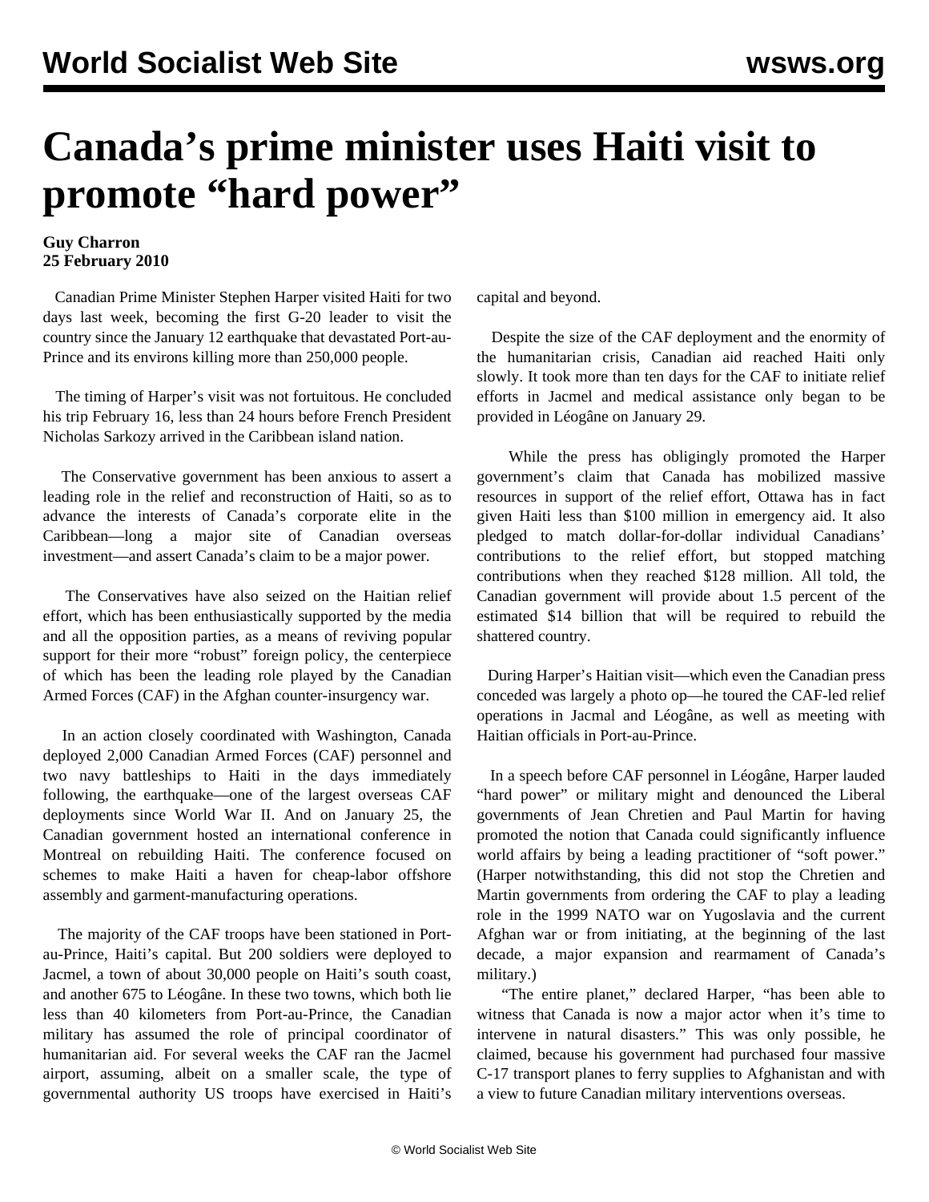# Canada's prime minister uses Haiti visit to promote "hard power"

**Guy Charron**
**25 February 2010**

Canadian Prime Minister Stephen Harper visited Haiti for two days last week, becoming the first G-20 leader to visit the country since the January 12 earthquake that devastated Port-au-Prince and its environs killing more than 250,000 people.

The timing of Harper's visit was not fortuitous. He concluded his trip February 16, less than 24 hours before French President Nicholas Sarkozy arrived in the Caribbean island nation.

The Conservative government has been anxious to assert a leading role in the relief and reconstruction of Haiti, so as to advance the interests of Canada's corporate elite in the Caribbean—long a major site of Canadian overseas investment—and assert Canada's claim to be a major power.

The Conservatives have also seized on the Haitian relief effort, which has been enthusiastically supported by the media and all the opposition parties, as a means of reviving popular support for their more "robust" foreign policy, the centerpiece of which has been the leading role played by the Canadian Armed Forces (CAF) in the Afghan counter-insurgency war.

In an action closely coordinated with Washington, Canada deployed 2,000 Canadian Armed Forces (CAF) personnel and two navy battleships to Haiti in the days immediately following, the earthquake—one of the largest overseas CAF deployments since World War II. And on January 25, the Canadian government hosted an international conference in Montreal on rebuilding Haiti. The conference focused on schemes to make Haiti a haven for cheap-labor offshore assembly and garment-manufacturing operations.

The majority of the CAF troops have been stationed in Port-au-Prince, Haiti's capital. But 200 soldiers were deployed to Jacmel, a town of about 30,000 people on Haiti's south coast, and another 675 to Léogâne. In these two towns, which both lie less than 40 kilometers from Port-au-Prince, the Canadian military has assumed the role of principal coordinator of humanitarian aid. For several weeks the CAF ran the Jacmel airport, assuming, albeit on a smaller scale, the type of governmental authority US troops have exercised in Haiti's capital and beyond.

Despite the size of the CAF deployment and the enormity of the humanitarian crisis, Canadian aid reached Haiti only slowly. It took more than ten days for the CAF to initiate relief efforts in Jacmel and medical assistance only began to be provided in Léogâne on January 29.

While the press has obligingly promoted the Harper government's claim that Canada has mobilized massive resources in support of the relief effort, Ottawa has in fact given Haiti less than $100 million in emergency aid. It also pledged to match dollar-for-dollar individual Canadians' contributions to the relief effort, but stopped matching contributions when they reached $128 million. All told, the Canadian government will provide about 1.5 percent of the estimated $14 billion that will be required to rebuild the shattered country.

During Harper's Haitian visit—which even the Canadian press conceded was largely a photo op—he toured the CAF-led relief operations in Jacmal and Léogâne, as well as meeting with Haitian officials in Port-au-Prince.

In a speech before CAF personnel in Léogâne, Harper lauded "hard power" or military might and denounced the Liberal governments of Jean Chretien and Paul Martin for having promoted the notion that Canada could significantly influence world affairs by being a leading practitioner of "soft power." (Harper notwithstanding, this did not stop the Chretien and Martin governments from ordering the CAF to play a leading role in the 1999 NATO war on Yugoslavia and the current Afghan war or from initiating, at the beginning of the last decade, a major expansion and rearmament of Canada's military.)

"The entire planet," declared Harper, "has been able to witness that Canada is now a major actor when it's time to intervene in natural disasters." This was only possible, he claimed, because his government had purchased four massive C-17 transport planes to ferry supplies to Afghanistan and with a view to future Canadian military interventions overseas.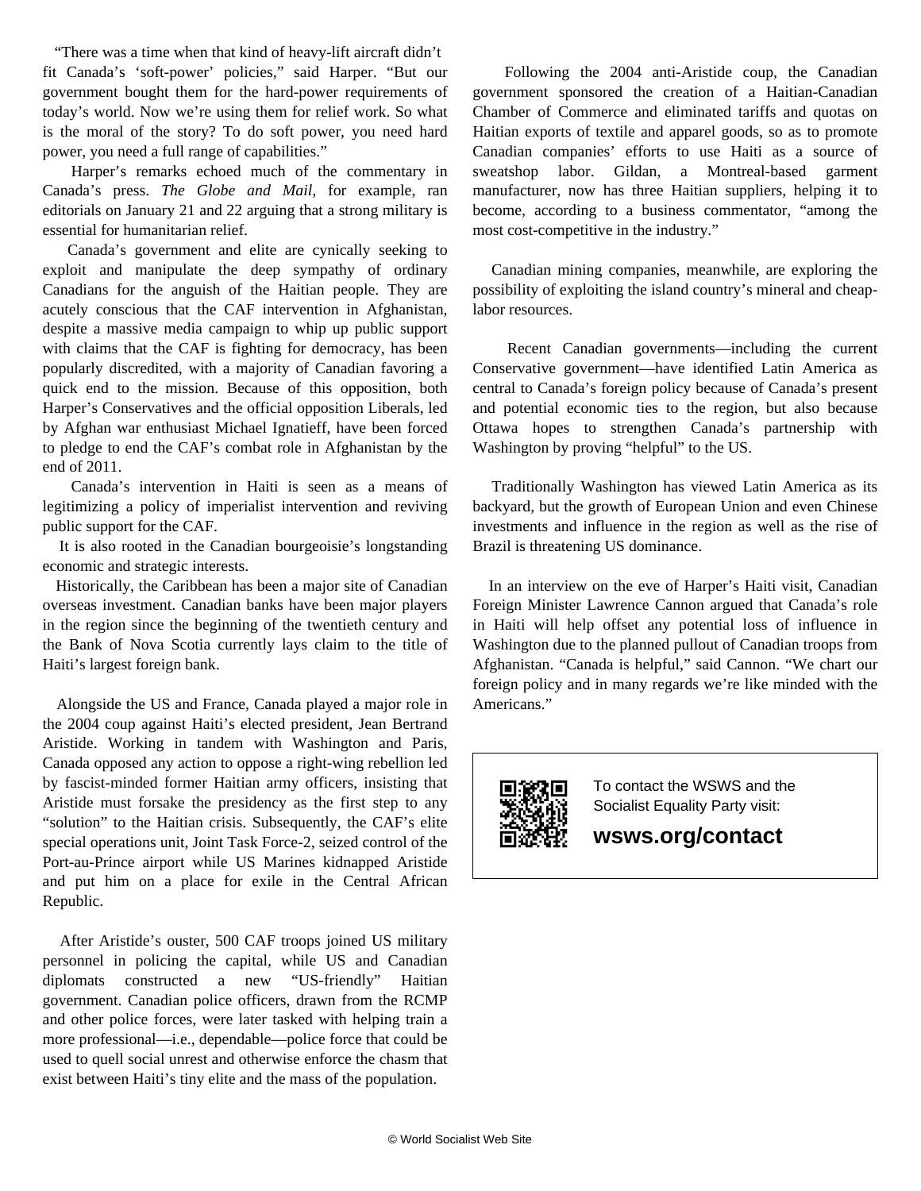"There was a time when that kind of heavy-lift aircraft didn't fit Canada's 'soft-power' policies," said Harper. "But our government bought them for the hard-power requirements of today's world. Now we're using them for relief work. So what is the moral of the story? To do soft power, you need hard power, you need a full range of capabilities."

Harper's remarks echoed much of the commentary in Canada's press. *The Globe and Mail*, for example, ran editorials on January 21 and 22 arguing that a strong military is essential for humanitarian relief.

Canada's government and elite are cynically seeking to exploit and manipulate the deep sympathy of ordinary Canadians for the anguish of the Haitian people. They are acutely conscious that the CAF intervention in Afghanistan, despite a massive media campaign to whip up public support with claims that the CAF is fighting for democracy, has been popularly discredited, with a majority of Canadian favoring a quick end to the mission. Because of this opposition, both Harper's Conservatives and the official opposition Liberals, led by Afghan war enthusiast Michael Ignatieff, have been forced to pledge to end the CAF's combat role in Afghanistan by the end of 2011.

Canada's intervention in Haiti is seen as a means of legitimizing a policy of imperialist intervention and reviving public support for the CAF.

It is also rooted in the Canadian bourgeoisie's longstanding economic and strategic interests.

Historically, the Caribbean has been a major site of Canadian overseas investment. Canadian banks have been major players in the region since the beginning of the twentieth century and the Bank of Nova Scotia currently lays claim to the title of Haiti's largest foreign bank.

Alongside the US and France, Canada played a major role in the 2004 coup against Haiti's elected president, Jean Bertrand Aristide. Working in tandem with Washington and Paris, Canada opposed any action to oppose a right-wing rebellion led by fascist-minded former Haitian army officers, insisting that Aristide must forsake the presidency as the first step to any "solution" to the Haitian crisis. Subsequently, the CAF's elite special operations unit, Joint Task Force-2, seized control of the Port-au-Prince airport while US Marines kidnapped Aristide and put him on a place for exile in the Central African Republic.

After Aristide's ouster, 500 CAF troops joined US military personnel in policing the capital, while US and Canadian diplomats constructed a new "US-friendly" Haitian government. Canadian police officers, drawn from the RCMP and other police forces, were later tasked with helping train a more professional—i.e., dependable—police force that could be used to quell social unrest and otherwise enforce the chasm that exist between Haiti's tiny elite and the mass of the population.

Following the 2004 anti-Aristide coup, the Canadian government sponsored the creation of a Haitian-Canadian Chamber of Commerce and eliminated tariffs and quotas on Haitian exports of textile and apparel goods, so as to promote Canadian companies' efforts to use Haiti as a source of sweatshop labor. Gildan, a Montreal-based garment manufacturer, now has three Haitian suppliers, helping it to become, according to a business commentator, "among the most cost-competitive in the industry."

Canadian mining companies, meanwhile, are exploring the possibility of exploiting the island country's mineral and cheap-labor resources.

Recent Canadian governments—including the current Conservative government—have identified Latin America as central to Canada's foreign policy because of Canada's present and potential economic ties to the region, but also because Ottawa hopes to strengthen Canada's partnership with Washington by proving "helpful" to the US.

Traditionally Washington has viewed Latin America as its backyard, but the growth of European Union and even Chinese investments and influence in the region as well as the rise of Brazil is threatening US dominance.

In an interview on the eve of Harper's Haiti visit, Canadian Foreign Minister Lawrence Cannon argued that Canada's role in Haiti will help offset any potential loss of influence in Washington due to the planned pullout of Canadian troops from Afghanistan. "Canada is helpful," said Cannon. "We chart our foreign policy and in many regards we're like minded with the Americans."

To contact the WSWS and the Socialist Equality Party visit:

**wsws.org/contact**